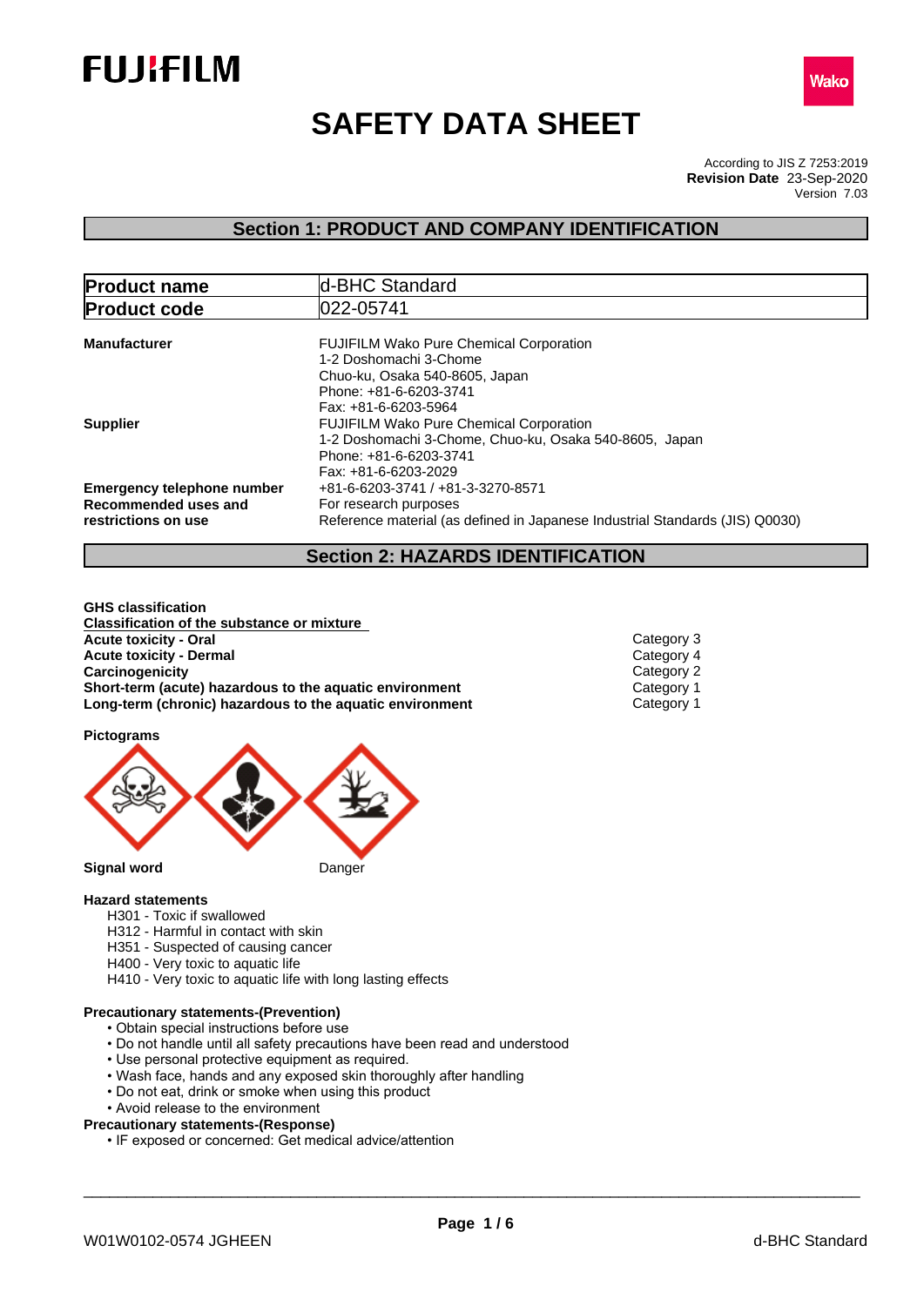FUJIFILM

Wako

# SAFETY DATA SHEET

According to JIS Z 7253:2019
**Revision Date** 23-Sep-2020
Version 7.03

## Section 1: PRODUCT AND COMPANY IDENTIFICATION

| | |
|---|---|
| **Product name** | d-BHC Standard |
| **Product code** | 022-05741 |

**Manufacturer**
FUJIFILM Wako Pure Chemical Corporation
1-2 Doshomachi 3-Chome
Chuo-ku, Osaka 540-8605, Japan
Phone: +81-6-6203-3741
Fax: +81-6-6203-5964

**Supplier**
FUJIFILM Wako Pure Chemical Corporation
1-2 Doshomachi 3-Chome, Chuo-ku, Osaka 540-8605, Japan
Phone: +81-6-6203-3741
Fax: +81-6-6203-2029

**Emergency telephone number** +81-6-6203-3741 / +81-3-3270-8571

**Recommended uses and restrictions on use**
For research purposes
Reference material (as defined in Japanese Industrial Standards (JIS) Q0030)

## Section 2: HAZARDS IDENTIFICATION

**GHS classification**

**Classification of the substance or mixture**

| | |
|---|---|
| **Acute toxicity - Oral** | Category 3 |
| **Acute toxicity - Dermal** | Category 4 |
| **Carcinogenicity** | Category 2 |
| **Short-term (acute) hazardous to the aquatic environment** | Category 1 |
| **Long-term (chronic) hazardous to the aquatic environment** | Category 1 |

**Pictograms**

**Signal word** Danger

**Hazard statements**

- H301 - Toxic if swallowed
- H312 - Harmful in contact with skin
- H351 - Suspected of causing cancer
- H400 - Very toxic to aquatic life
- H410 - Very toxic to aquatic life with long lasting effects

**Precautionary statements-(Prevention)**

- Obtain special instructions before use
- Do not handle until all safety precautions have been read and understood
- Use personal protective equipment as required.
- Wash face, hands and any exposed skin thoroughly after handling
- Do not eat, drink or smoke when using this product
- Avoid release to the environment

**Precautionary statements-(Response)**

- IF exposed or concerned: Get medical advice/attention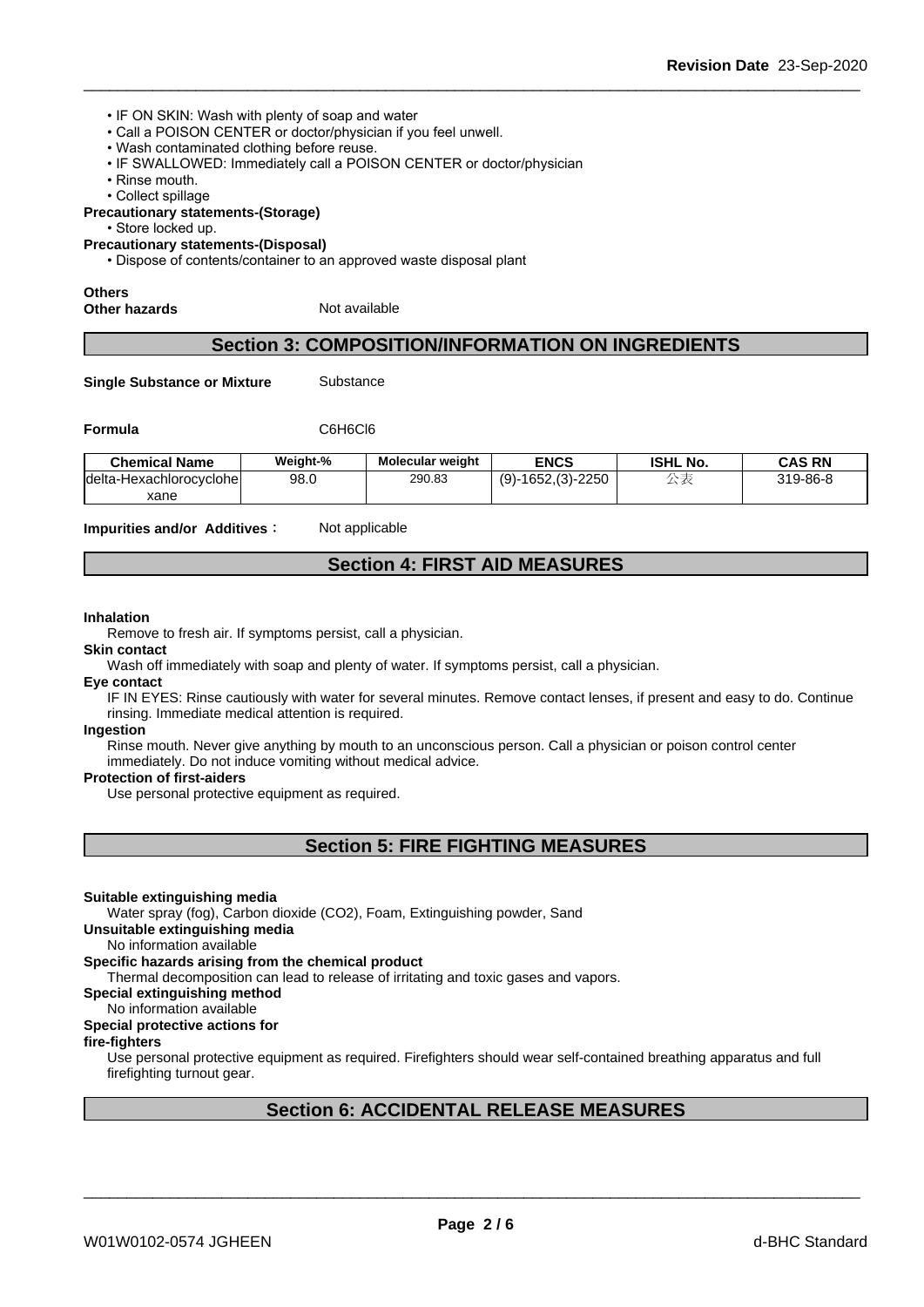- IF ON SKIN: Wash with plenty of soap and water
- Call a POISON CENTER or doctor/physician if you feel unwell.
- Wash contaminated clothing before reuse.
- IF SWALLOWED: Immediately call a POISON CENTER or doctor/physician
- Rinse mouth.
- Collect spillage

**Precautionary statements-(Storage)**

- Store locked up.

**Precautionary statements-(Disposal)**

- Dispose of contents/container to an approved waste disposal plant

**Others**

**Other hazards** Not available

## Section 3: COMPOSITION/INFORMATION ON INGREDIENTS

**Single Substance or Mixture** Substance

**Formula** C6H6Cl6

| Chemical Name | Weight-% | Molecular weight | ENCS | ISHL No. | CAS RN |
|---|---|---|---|---|---|
| delta-Hexachlorocyclohexane | 98.0 | 290.83 | (9)-1652,(3)-2250 | 公表 | 319-86-8 |

**Impurities and/or Additives**： Not applicable

## Section 4: FIRST AID MEASURES

**Inhalation**

Remove to fresh air. If symptoms persist, call a physician.

**Skin contact**

Wash off immediately with soap and plenty of water. If symptoms persist, call a physician.

**Eye contact**

IF IN EYES: Rinse cautiously with water for several minutes. Remove contact lenses, if present and easy to do. Continue rinsing. Immediate medical attention is required.

**Ingestion**

Rinse mouth. Never give anything by mouth to an unconscious person. Call a physician or poison control center immediately. Do not induce vomiting without medical advice.

**Protection of first-aiders**

Use personal protective equipment as required.

## Section 5: FIRE FIGHTING MEASURES

**Suitable extinguishing media**

Water spray (fog), Carbon dioxide (CO2), Foam, Extinguishing powder, Sand

**Unsuitable extinguishing media**

No information available

**Specific hazards arising from the chemical product**

Thermal decomposition can lead to release of irritating and toxic gases and vapors.

**Special extinguishing method**

No information available

**Special protective actions for fire-fighters**

Use personal protective equipment as required. Firefighters should wear self-contained breathing apparatus and full firefighting turnout gear.

## Section 6: ACCIDENTAL RELEASE MEASURES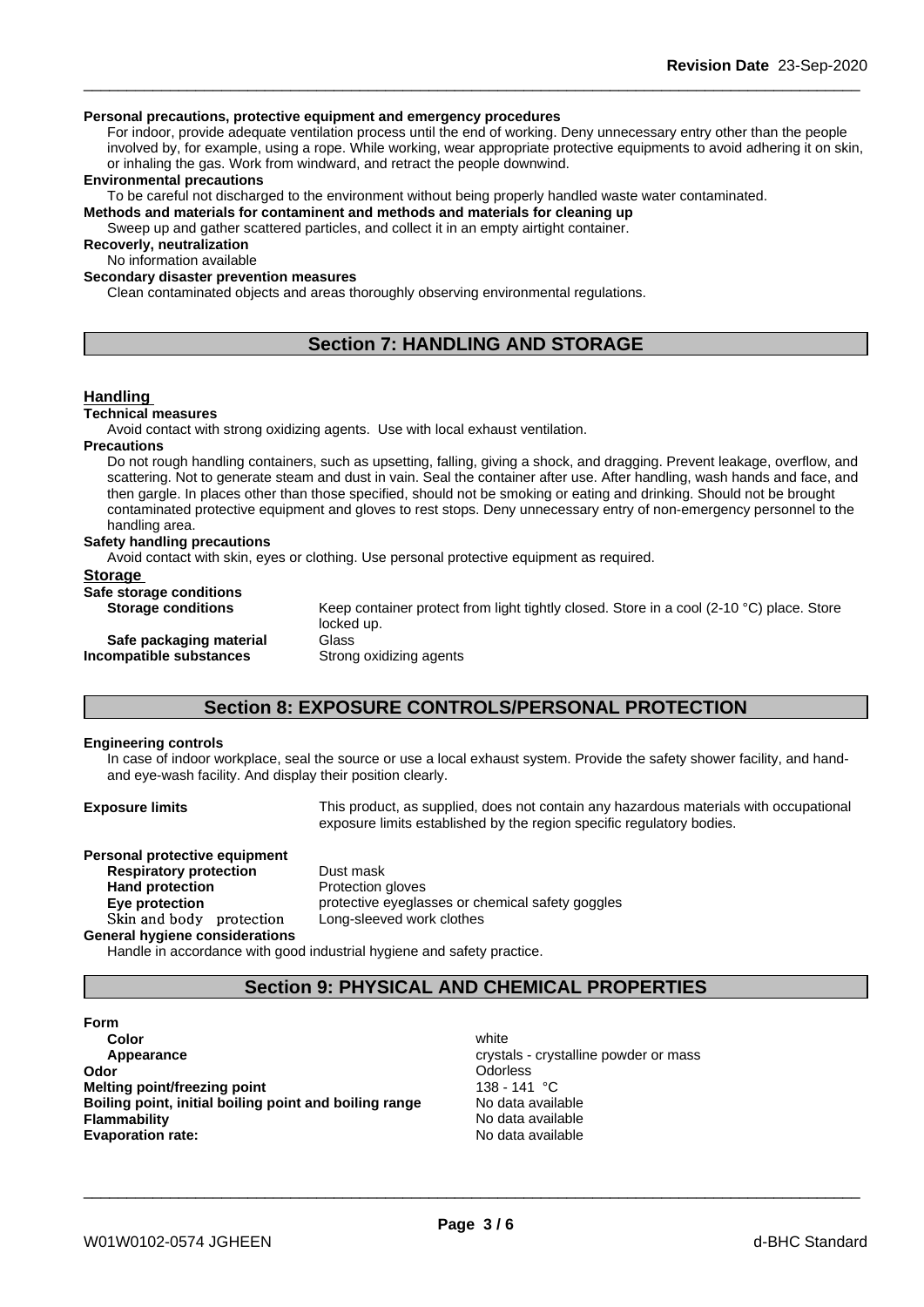**Personal precautions, protective equipment and emergency procedures**

For indoor, provide adequate ventilation process until the end of working. Deny unnecessary entry other than the people involved by, for example, using a rope. While working, wear appropriate protective equipments to avoid adhering it on skin, or inhaling the gas. Work from windward, and retract the people downwind.

**Environmental precautions**

To be careful not discharged to the environment without being properly handled waste water contaminated.

**Methods and materials for contaminent and methods and materials for cleaning up**

Sweep up and gather scattered particles, and collect it in an empty airtight container.

**Recovery, neutralization**

No information available

**Secondary disaster prevention measures**

Clean contaminated objects and areas thoroughly observing environmental regulations.

## Section 7: HANDLING AND STORAGE

### Handling

**Technical measures**

Avoid contact with strong oxidizing agents. Use with local exhaust ventilation.

**Precautions**

Do not rough handling containers, such as upsetting, falling, giving a shock, and dragging. Prevent leakage, overflow, and scattering. Not to generate steam and dust in vain. Seal the container after use. After handling, wash hands and face, and then gargle. In places other than those specified, should not be smoking or eating and drinking. Should not be brought contaminated protective equipment and gloves to rest stops. Deny unnecessary entry of non-emergency personnel to the handling area.

**Safety handling precautions**

Avoid contact with skin, eyes or clothing. Use personal protective equipment as required.

### Storage

**Safe storage conditions**

| | |
|---|---|
| **Storage conditions** | Keep container protect from light tightly closed. Store in a cool (2-10 °C) place. Store locked up. |
| **Safe packaging material** | Glass |
| **Incompatible substances** | Strong oxidizing agents |

## Section 8: EXPOSURE CONTROLS/PERSONAL PROTECTION

**Engineering controls**

In case of indoor workplace, seal the source or use a local exhaust system. Provide the safety shower facility, and hand- and eye-wash facility. And display their position clearly.

**Exposure limits** This product, as supplied, does not contain any hazardous materials with occupational exposure limits established by the region specific regulatory bodies.

**Personal protective equipment**

| | |
|---|---|
| **Respiratory protection** | Dust mask |
| **Hand protection** | Protection gloves |
| **Eye protection** | protective eyeglasses or chemical safety goggles |
| **Skin and body protection** | Long-sleeved work clothes |

**General hygiene considerations**

Handle in accordance with good industrial hygiene and safety practice.

## Section 9: PHYSICAL AND CHEMICAL PROPERTIES

**Form**

| | |
|---|---|
| **Color** | white |
| **Appearance** | crystals - crystalline powder or mass |
| **Odor** | Odorless |
| **Melting point/freezing point** | 138 - 141 °C |
| **Boiling point, initial boiling point and boiling range** | No data available |
| **Flammability** | No data available |
| **Evaporation rate:** | No data available |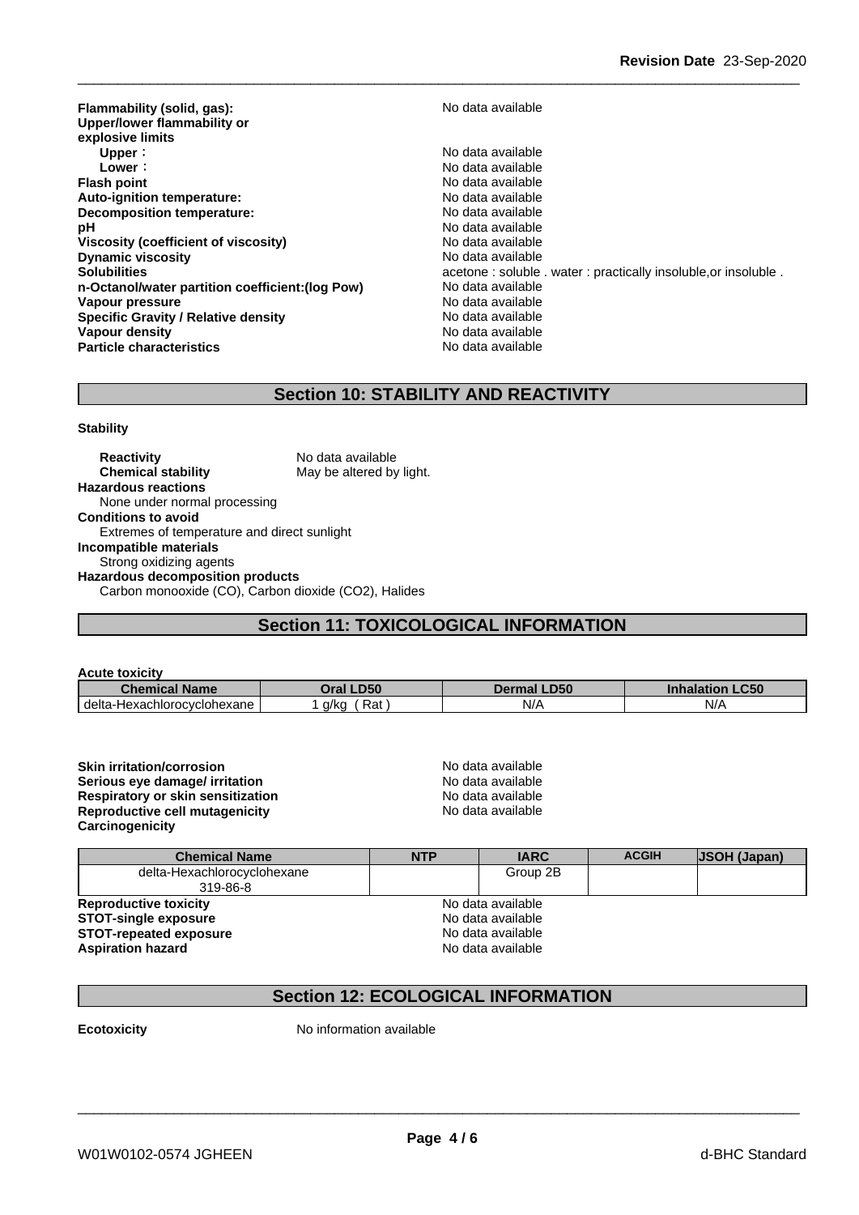| | |
|---|---|
| **Flammability (solid, gas):** | No data available |
| **Upper/lower flammability or explosive limits** | |
| **Upper**： | No data available |
| **Lower**： | No data available |
| **Flash point** | No data available |
| **Auto-ignition temperature:** | No data available |
| **Decomposition temperature:** | No data available |
| **pH** | No data available |
| **Viscosity (coefficient of viscosity)** | No data available |
| **Dynamic viscosity** | No data available |
| **Solubilities** | acetone : soluble . water : practically insoluble,or insoluble . |
| **n-Octanol/water partition coefficient:(log Pow)** | No data available |
| **Vapour pressure** | No data available |
| **Specific Gravity / Relative density** | No data available |
| **Vapour density** | No data available |
| **Particle characteristics** | No data available |

## Section 10: STABILITY AND REACTIVITY

**Stability**

**Reactivity** No data available
**Chemical stability** May be altered by light.

**Hazardous reactions**
None under normal processing

**Conditions to avoid**
Extremes of temperature and direct sunlight

**Incompatible materials**
Strong oxidizing agents

**Hazardous decomposition products**
Carbon monooxide (CO), Carbon dioxide (CO2), Halides

## Section 11: TOXICOLOGICAL INFORMATION

**Acute toxicity**

| Chemical Name | Oral LD50 | Dermal LD50 | Inhalation LC50 |
|---|---|---|---|
| delta-Hexachlorocyclohexane | 1 g/kg ( Rat ) | N/A | N/A |

| | |
|---|---|
| **Skin irritation/corrosion** | No data available |
| **Serious eye damage/ irritation** | No data available |
| **Respiratory or skin sensitization** | No data available |
| **Reproductive cell mutagenicity** | No data available |
| **Carcinogenicity** | |

| Chemical Name | NTP | IARC | ACGIH | JSOH (Japan) |
|---|---|---|---|---|
| delta-Hexachlorocyclohexane 319-86-8 | | Group 2B | | |

| | |
|---|---|
| **Reproductive toxicity** | No data available |
| **STOT-single exposure** | No data available |
| **STOT-repeated exposure** | No data available |
| **Aspiration hazard** | No data available |

## Section 12: ECOLOGICAL INFORMATION

**Ecotoxicity** No information available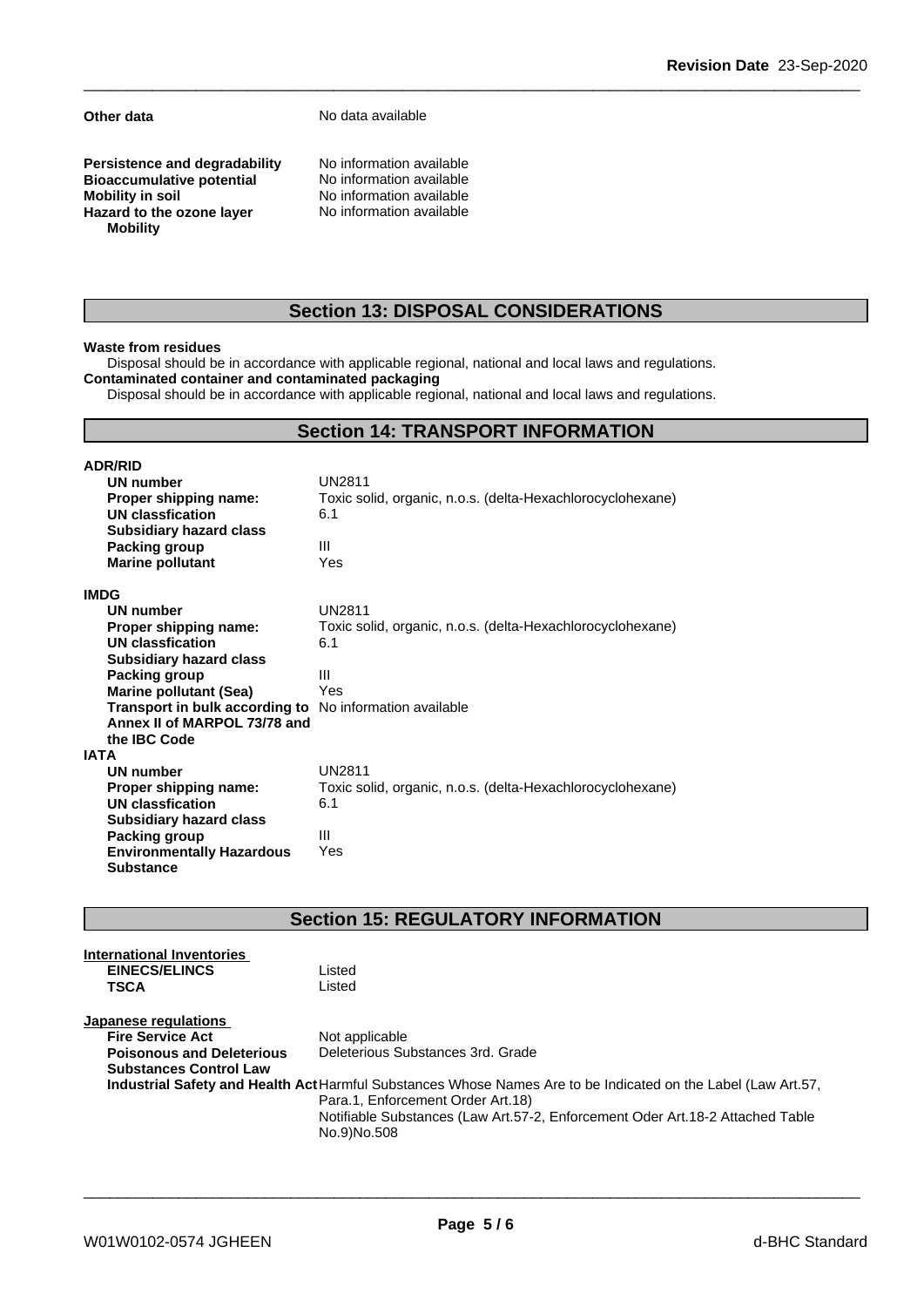| | |
|---|---|
| **Other data** | No data available |

| | |
|---|---|
| **Persistence and degradability** | No information available |
| **Bioaccumulative potential** | No information available |
| **Mobility in soil** | No information available |
| **Hazard to the ozone layer** | No information available |
| **Mobility** | |

## Section 13: DISPOSAL CONSIDERATIONS

**Waste from residues**

Disposal should be in accordance with applicable regional, national and local laws and regulations.

**Contaminated container and contaminated packaging**

Disposal should be in accordance with applicable regional, national and local laws and regulations.

## Section 14: TRANSPORT INFORMATION

**ADR/RID**

| | |
|---|---|
| **UN number** | UN2811 |
| **Proper shipping name:** | Toxic solid, organic, n.o.s. (delta-Hexachlorocyclohexane) |
| **UN classfication** | 6.1 |
| **Subsidiary hazard class** | |
| **Packing group** | III |
| **Marine pollutant** | Yes |

**IMDG**

| | |
|---|---|
| **UN number** | UN2811 |
| **Proper shipping name:** | Toxic solid, organic, n.o.s. (delta-Hexachlorocyclohexane) |
| **UN classfication** | 6.1 |
| **Subsidiary hazard class** | |
| **Packing group** | III |
| **Marine pollutant (Sea)** | Yes |
| **Transport in bulk according to Annex II of MARPOL 73/78 and the IBC Code** | No information available |

**IATA**

| | |
|---|---|
| **UN number** | UN2811 |
| **Proper shipping name:** | Toxic solid, organic, n.o.s. (delta-Hexachlorocyclohexane) |
| **UN classfication** | 6.1 |
| **Subsidiary hazard class** | |
| **Packing group** | III |
| **Environmentally Hazardous Substance** | Yes |

## Section 15: REGULATORY INFORMATION

**International Inventories**

| | |
|---|---|
| **EINECS/ELINCS** | Listed |
| **TSCA** | Listed |

**Japanese regulations**

| | |
|---|---|
| **Fire Service Act** | Not applicable |
| **Poisonous and Deleterious Substances Control Law** | Deleterious Substances 3rd. Grade |
| **Industrial Safety and Health Act** | Harmful Substances Whose Names Are to be Indicated on the Label (Law Art.57, Para.1, Enforcement Order Art.18)<br>Notifiable Substances (Law Art.57-2, Enforcement Oder Art.18-2 Attached Table No.9)No.508 |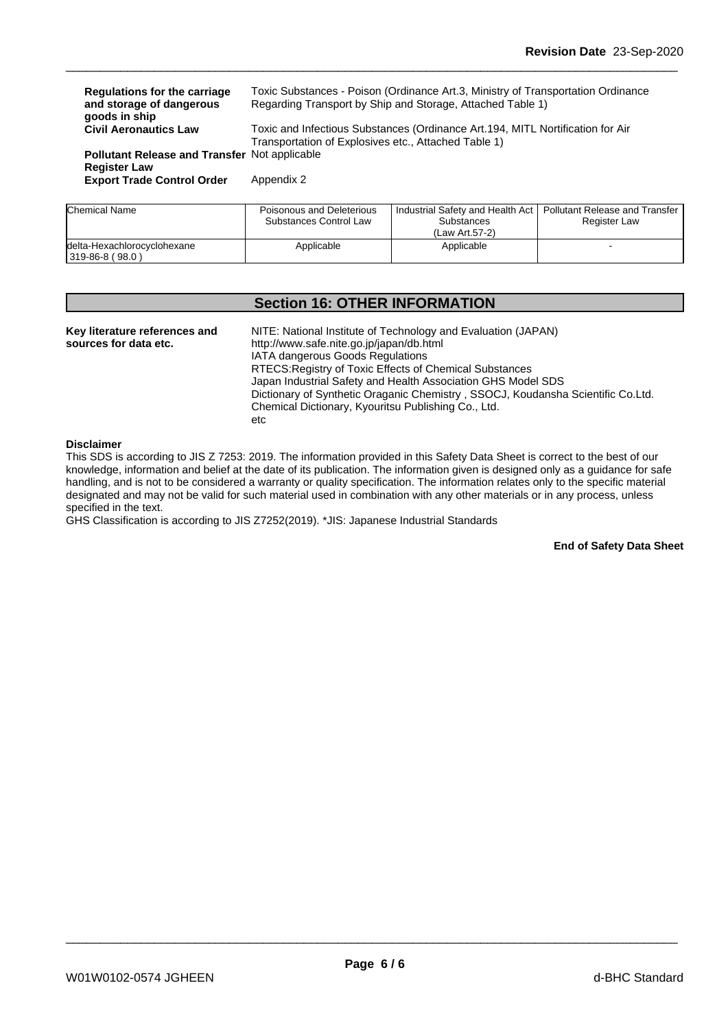| | |
|---|---|
| **Regulations for the carriage and storage of dangerous goods in ship** | Toxic Substances - Poison (Ordinance Art.3, Ministry of Transportation Ordinance Regarding Transport by Ship and Storage, Attached Table 1) |
| **Civil Aeronautics Law** | Toxic and Infectious Substances (Ordinance Art.194, MITL Nortification for Air Transportation of Explosives etc., Attached Table 1) |
| **Pollutant Release and Transfer Register Law** | Not applicable |
| **Export Trade Control Order** | Appendix 2 |

| Chemical Name | Poisonous and Deleterious Substances Control Law | Industrial Safety and Health Act Substances (Law Art.57-2) | Pollutant Release and Transfer Register Law |
|---|---|---|---|
| delta-Hexachlorocyclohexane 319-86-8 ( 98.0 ) | Applicable | Applicable | - |

## Section 16: OTHER INFORMATION

**Key literature references and sources for data etc.**

NITE: National Institute of Technology and Evaluation (JAPAN)
http://www.safe.nite.go.jp/japan/db.html
IATA dangerous Goods Regulations
RTECS:Registry of Toxic Effects of Chemical Substances
Japan Industrial Safety and Health Association GHS Model SDS
Dictionary of Synthetic Oraganic Chemistry , SSOCJ, Koudansha Scientific Co.Ltd.
Chemical Dictionary, Kyouritsu Publishing Co., Ltd.
etc

**Disclaimer**

This SDS is according to JIS Z 7253: 2019. The information provided in this Safety Data Sheet is correct to the best of our knowledge, information and belief at the date of its publication. The information given is designed only as a guidance for safe handling, and is not to be considered a warranty or quality specification. The information relates only to the specific material designated and may not be valid for such material used in combination with any other materials or in any process, unless specified in the text.

GHS Classification is according to JIS Z7252(2019). *JIS: Japanese Industrial Standards

**End of Safety Data Sheet**